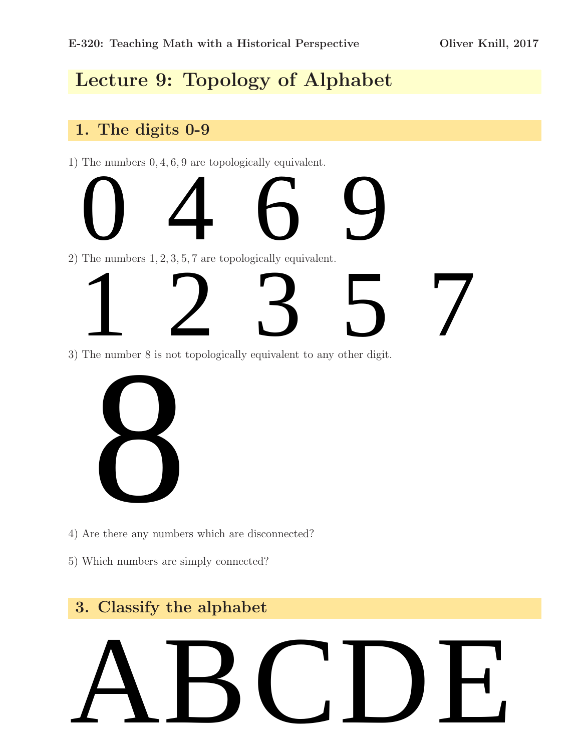# Lecture 9: Topology of Alphabet

## 1. The digits 0-9

1) The numbers $0, 4, 6, 9$ are topologically equivalent.

0 4 6 9

2) The numbers $1, 2, 3, 5, 7$ are topologically equivalent.

1 2 3 5 7

3) The number 8 is not topologically equivalent to any other digit.

8

4) Are there any numbers which are disconnected?

5) Which numbers are simply connected?

## 3. Classify the alphabet

ABCDE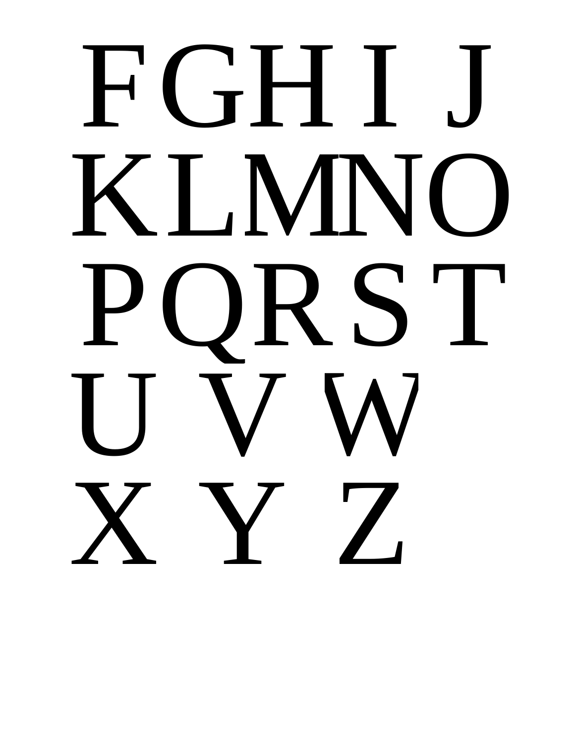FGHIJ
KLMNO
PQRST
U V W
X Y Z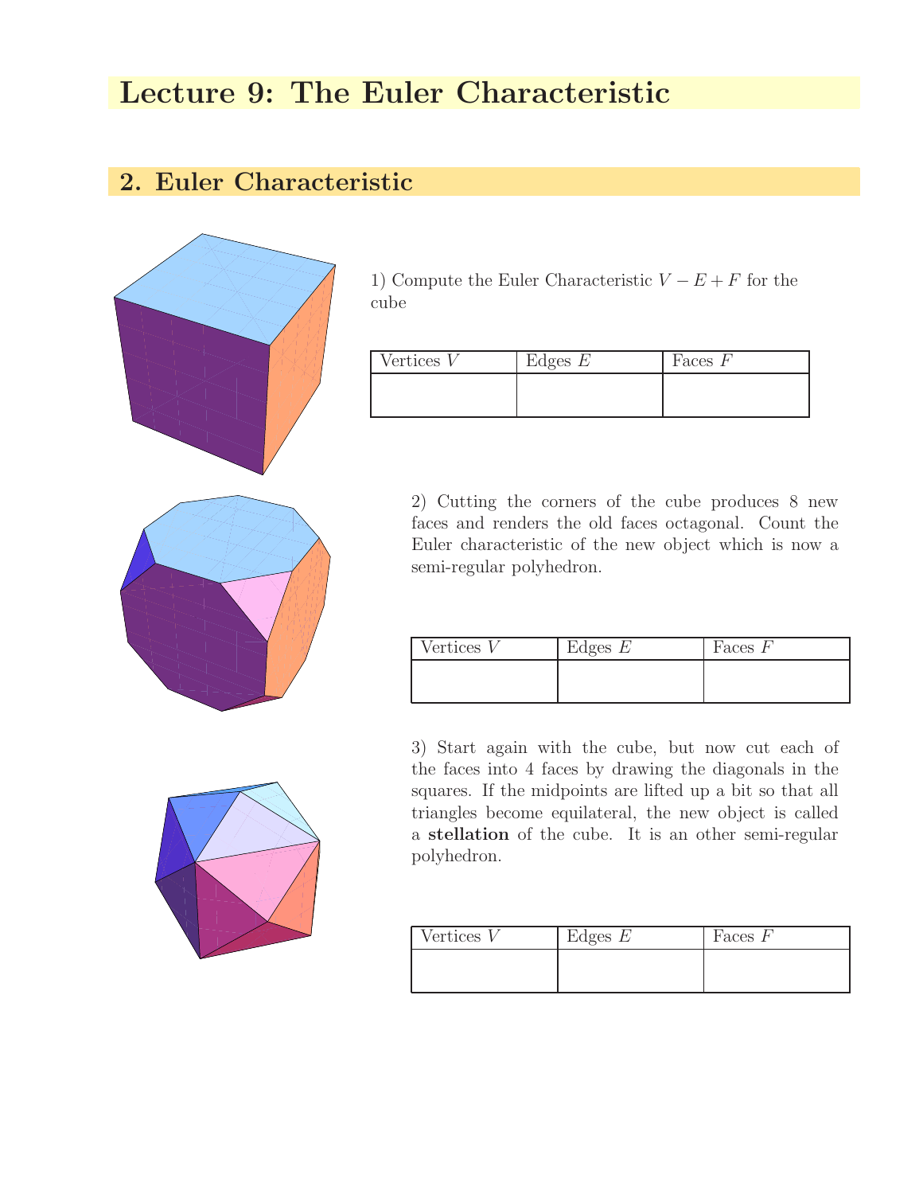# Lecture 9: The Euler Characteristic

## 2. Euler Characteristic

1) Compute the Euler Characteristic $V - E + F$ for the cube

| Vertices $V$ | Edges $E$ | Faces $F$ |
|---|---|---|
| | | |

2) Cutting the corners of the cube produces 8 new faces and renders the old faces octagonal. Count the Euler characteristic of the new object which is now a semi-regular polyhedron.

| Vertices $V$ | Edges $E$ | Faces $F$ |
|---|---|---|
| | | |

3) Start again with the cube, but now cut each of the faces into 4 faces by drawing the diagonals in the squares. If the midpoints are lifted up a bit so that all triangles become equilateral, the new object is called a **stellation** of the cube. It is an other semi-regular polyhedron.

| Vertices $V$ | Edges $E$ | Faces $F$ |
|---|---|---|
| | | |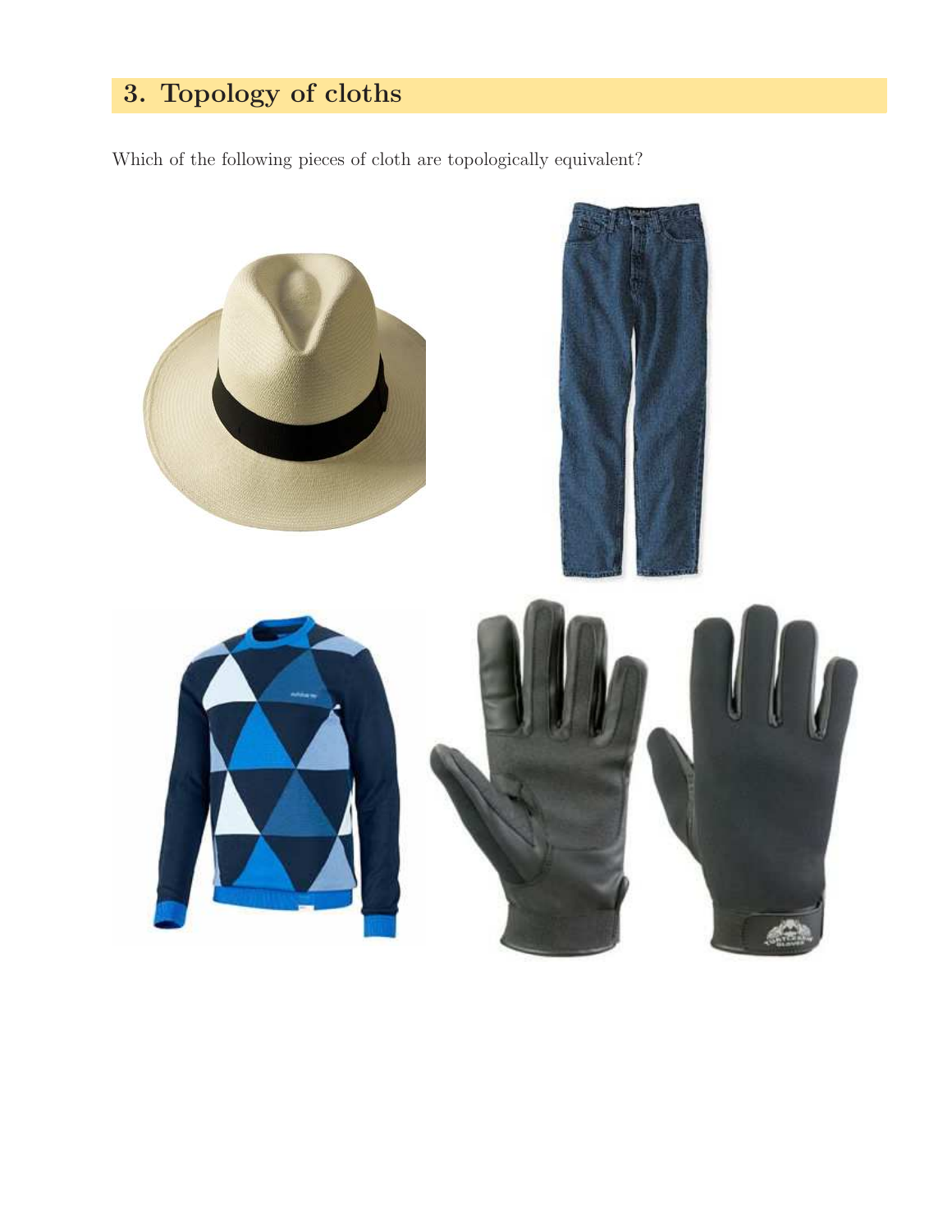## 3. Topology of cloths

Which of the following pieces of cloth are topologically equivalent?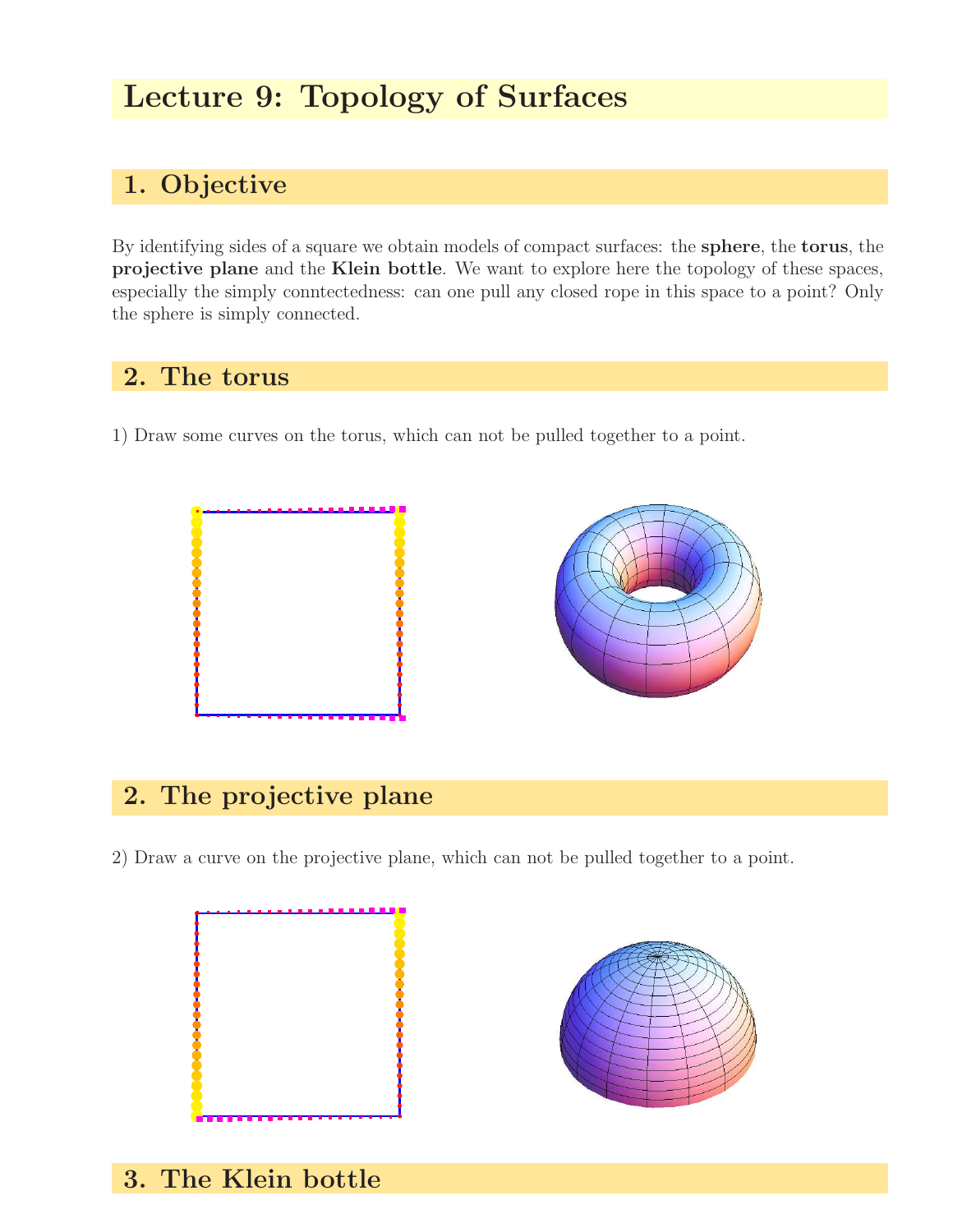# Lecture 9: Topology of Surfaces

## 1. Objective

By identifying sides of a square we obtain models of compact surfaces: the **sphere**, the **torus**, the **projective plane** and the **Klein bottle**. We want to explore here the topology of these spaces, especially the simply conntectedness: can one pull any closed rope in this space to a point? Only the sphere is simply connected.

## 2. The torus

1) Draw some curves on the torus, which can not be pulled together to a point.

## 2. The projective plane

2) Draw a curve on the projective plane, which can not be pulled together to a point.

## 3. The Klein bottle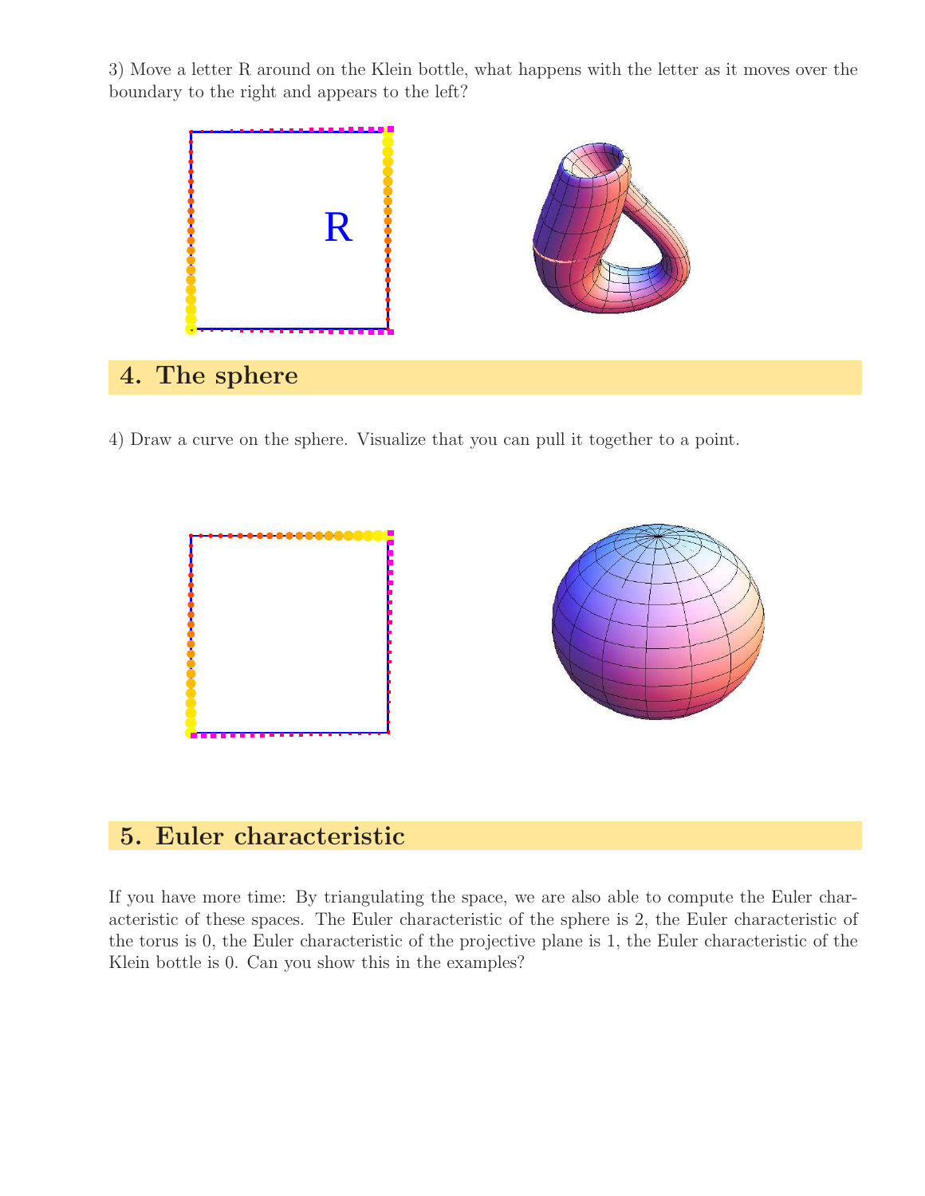3) Move a letter R around on the Klein bottle, what happens with the letter as it moves over the boundary to the right and appears to the left?

R

## 4. The sphere

4) Draw a curve on the sphere. Visualize that you can pull it together to a point.

## 5. Euler characteristic

If you have more time: By triangulating the space, we are also able to compute the Euler characteristic of these spaces. The Euler characteristic of the sphere is 2, the Euler characteristic of the torus is 0, the Euler characteristic of the projective plane is 1, the Euler characteristic of the Klein bottle is 0. Can you show this in the examples?